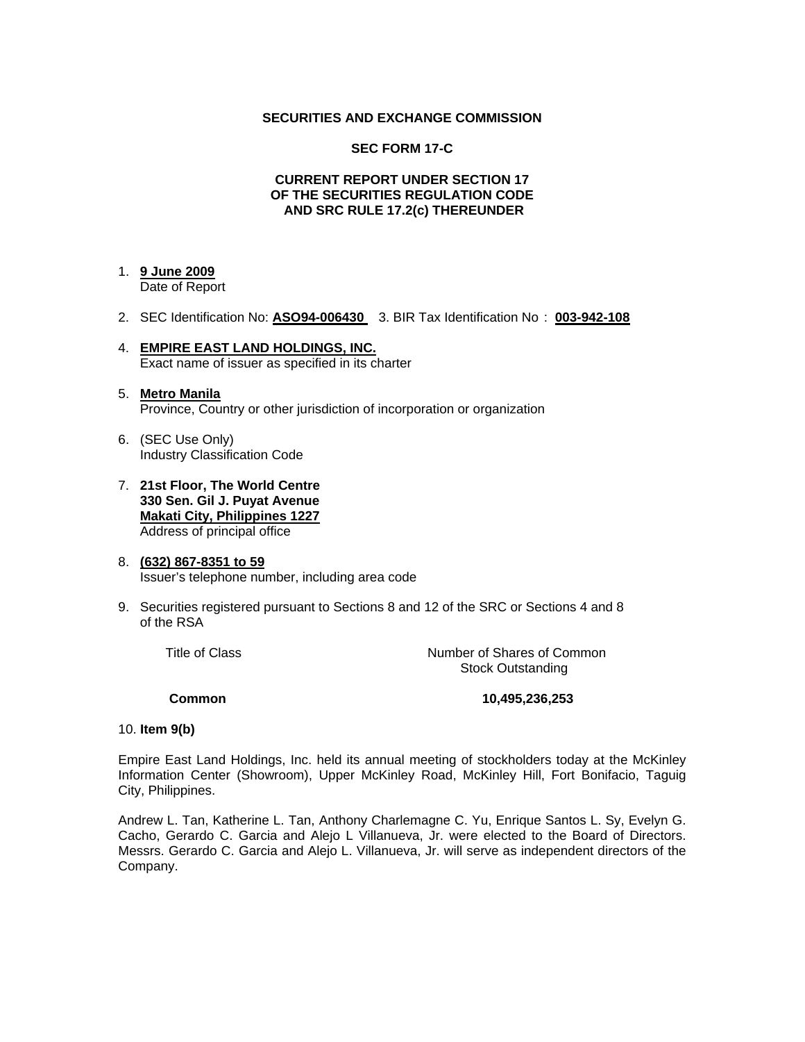**SECURITIES AND EXCHANGE COMMISSION**

**SEC FORM 17-C**

**CURRENT REPORT UNDER SECTION 17**
**OF THE SECURITIES REGULATION CODE**
**AND SRC RULE 17.2(c) THEREUNDER**

1. **9 June 2009**
   Date of Report

2. SEC Identification No: **ASO94-006430** 3. BIR Tax Identification No : **003-942-108**

4. **EMPIRE EAST LAND HOLDINGS, INC.**
   Exact name of issuer as specified in its charter

5. **Metro Manila**
   Province, Country or other jurisdiction of incorporation or organization

6. (SEC Use Only)
   Industry Classification Code

7. **21st Floor, The World Centre**
   **330 Sen. Gil J. Puyat Avenue**
   **Makati City, Philippines 1227**
   Address of principal office

8. **(632) 867-8351 to 59**
   Issuer's telephone number, including area code

9. Securities registered pursuant to Sections 8 and 12 of the SRC or Sections 4 and 8 of the RSA

| Title of Class | Number of Shares of Common Stock Outstanding |
|---|---|
| **Common** | **10,495,236,253** |

10. **Item 9(b)**

Empire East Land Holdings, Inc. held its annual meeting of stockholders today at the McKinley Information Center (Showroom), Upper McKinley Road, McKinley Hill, Fort Bonifacio, Taguig City, Philippines.

Andrew L. Tan, Katherine L. Tan, Anthony Charlemagne C. Yu, Enrique Santos L. Sy, Evelyn G. Cacho, Gerardo C. Garcia and Alejo L Villanueva, Jr. were elected to the Board of Directors. Messrs. Gerardo C. Garcia and Alejo L. Villanueva, Jr. will serve as independent directors of the Company.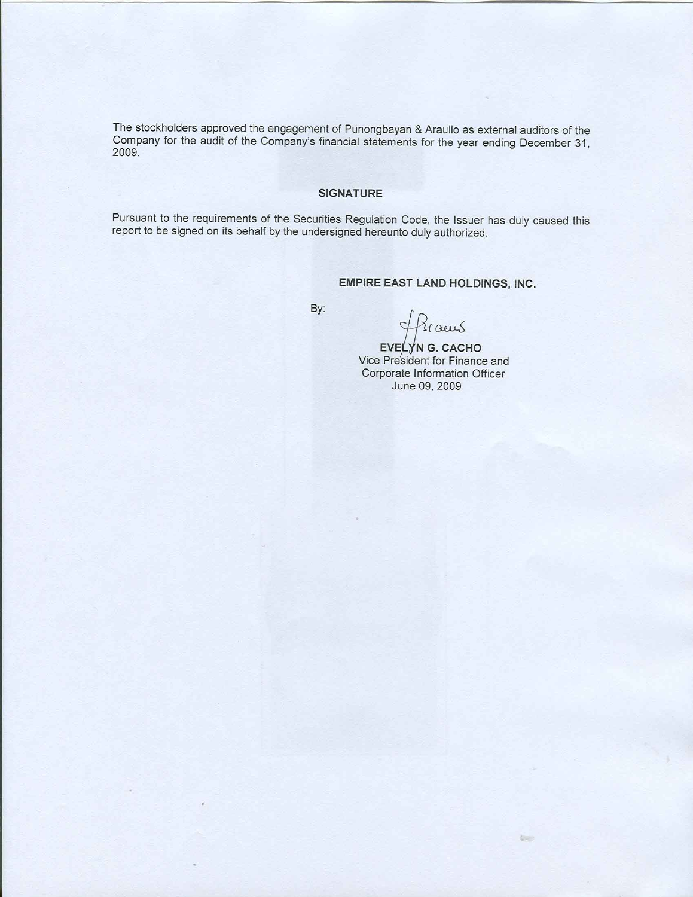The stockholders approved the engagement of Punongbayan & Araullo as external auditors of the Company for the audit of the Company's financial statements for the year ending December 31, 2009.

## SIGNATURE

Pursuant to the requirements of the Securities Regulation Code, the Issuer has duly caused this report to be signed on its behalf by the undersigned hereunto duly authorized.

**EMPIRE EAST LAND HOLDINGS, INC.**

By:

**EVELYN G. CACHO**
Vice President for Finance and
Corporate Information Officer
June 09, 2009